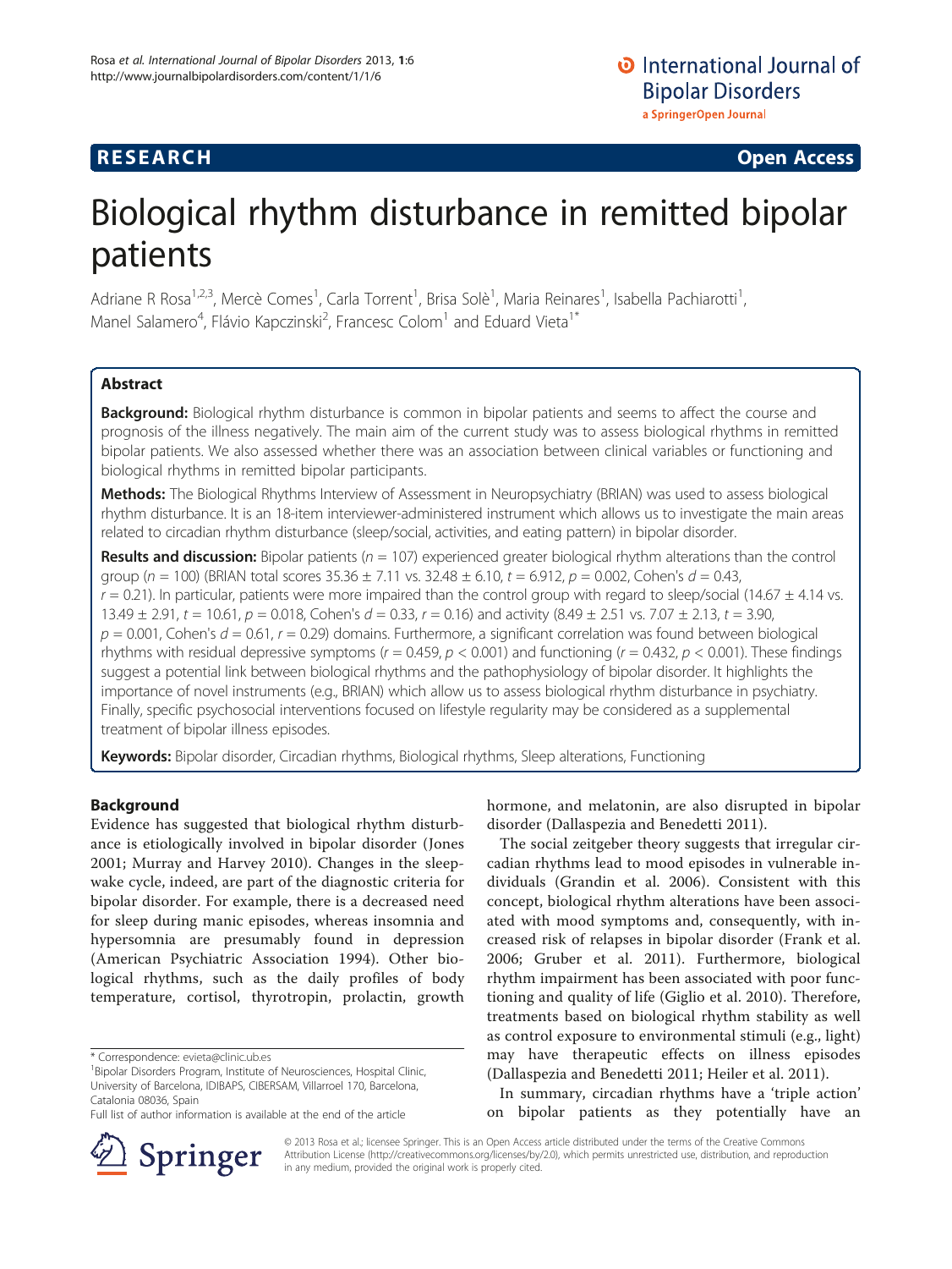RESEARCH Open Access

# Biological rhythm disturbance in remitted bipolar patients

Adriane R Rosa[1,2,3], Mercè Comes[1], Carla Torrent[1], Brisa Solè[1], Maria Reinares[1], Isabella Pachiarotti[1], Manel Salamero[4], Flávio Kapczinski[2], Francesc Colom[1] and Eduard Vieta[1*]

## Abstract

**Background:** Biological rhythm disturbance is common in bipolar patients and seems to affect the course and prognosis of the illness negatively. The main aim of the current study was to assess biological rhythms in remitted bipolar patients. We also assessed whether there was an association between clinical variables or functioning and biological rhythms in remitted bipolar participants.

**Methods:** The Biological Rhythms Interview of Assessment in Neuropsychiatry (BRIAN) was used to assess biological rhythm disturbance. It is an 18-item interviewer-administered instrument which allows us to investigate the main areas related to circadian rhythm disturbance (sleep/social, activities, and eating pattern) in bipolar disorder.

**Results and discussion:** Bipolar patients ($n = 107$) experienced greater biological rhythm alterations than the control group ($n = 100$) (BRIAN total scores $35.36 \pm 7.11$ vs. $32.48 \pm 6.10$, $t = 6.912$, $p = 0.002$, Cohen's $d = 0.43$, $r = 0.21$). In particular, patients were more impaired than the control group with regard to sleep/social ($14.67 \pm 4.14$ vs. $13.49 \pm 2.91$, $t = 10.61$, $p = 0.018$, Cohen's $d = 0.33$, $r = 0.16$) and activity ($8.49 \pm 2.51$ vs. $7.07 \pm 2.13$, $t = 3.90$, $p = 0.001$, Cohen's $d = 0.61$, $r = 0.29$) domains. Furthermore, a significant correlation was found between biological rhythms with residual depressive symptoms ($r = 0.459$, $p < 0.001$) and functioning ($r = 0.432$, $p < 0.001$). These findings suggest a potential link between biological rhythms and the pathophysiology of bipolar disorder. It highlights the importance of novel instruments (e.g., BRIAN) which allow us to assess biological rhythm disturbance in psychiatry. Finally, specific psychosocial interventions focused on lifestyle regularity may be considered as a supplemental treatment of bipolar illness episodes.

**Keywords:** Bipolar disorder, Circadian rhythms, Biological rhythms, Sleep alterations, Functioning

## Background

Evidence has suggested that biological rhythm disturbance is etiologically involved in bipolar disorder (Jones 2001; Murray and Harvey 2010). Changes in the sleep-wake cycle, indeed, are part of the diagnostic criteria for bipolar disorder. For example, there is a decreased need for sleep during manic episodes, whereas insomnia and hypersomnia are presumably found in depression (American Psychiatric Association 1994). Other biological rhythms, such as the daily profiles of body temperature, cortisol, thyrotropin, prolactin, growth hormone, and melatonin, are also disrupted in bipolar disorder (Dallaspezia and Benedetti 2011).

The social zeitgeber theory suggests that irregular circadian rhythms lead to mood episodes in vulnerable individuals (Grandin et al. 2006). Consistent with this concept, biological rhythm alterations have been associated with mood symptoms and, consequently, with increased risk of relapses in bipolar disorder (Frank et al. 2006; Gruber et al. 2011). Furthermore, biological rhythm impairment has been associated with poor functioning and quality of life (Giglio et al. 2010). Therefore, treatments based on biological rhythm stability as well as control exposure to environmental stimuli (e.g., light) may have therapeutic effects on illness episodes (Dallaspezia and Benedetti 2011; Heiler et al. 2011).

In summary, circadian rhythms have a 'triple action' on bipolar patients as they potentially have an

\* Correspondence: evieta@clinic.ub.es
[1]Bipolar Disorders Program, Institute of Neurosciences, Hospital Clinic, University of Barcelona, IDIBAPS, CIBERSAM, Villarroel 170, Barcelona, Catalonia 08036, Spain
Full list of author information is available at the end of the article

© 2013 Rosa et al.; licensee Springer. This is an Open Access article distributed under the terms of the Creative Commons Attribution License (http://creativecommons.org/licenses/by/2.0), which permits unrestricted use, distribution, and reproduction in any medium, provided the original work is properly cited.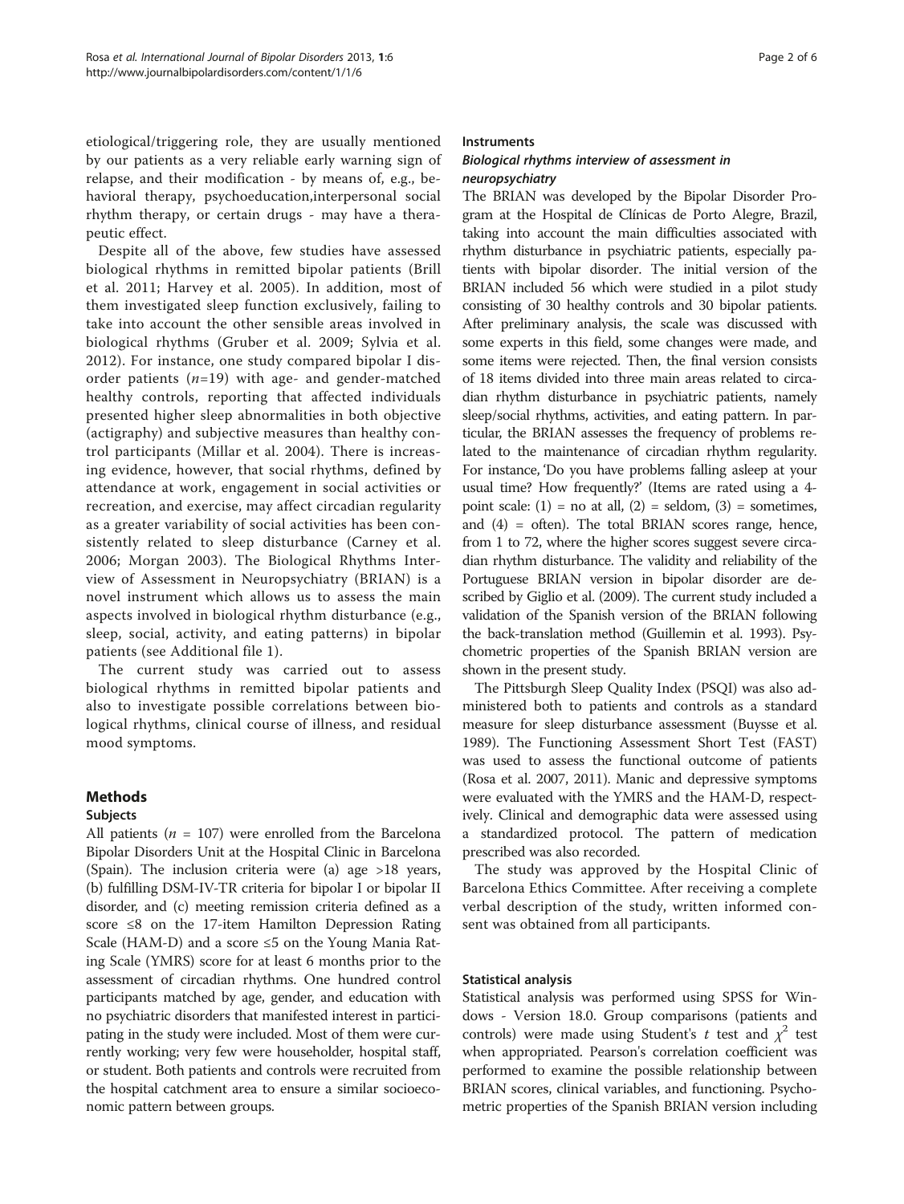etiological/triggering role, they are usually mentioned by our patients as a very reliable early warning sign of relapse, and their modification - by means of, e.g., behavioral therapy, psychoeducation,interpersonal social rhythm therapy, or certain drugs - may have a therapeutic effect.

Despite all of the above, few studies have assessed biological rhythms in remitted bipolar patients (Brill et al. 2011; Harvey et al. 2005). In addition, most of them investigated sleep function exclusively, failing to take into account the other sensible areas involved in biological rhythms (Gruber et al. 2009; Sylvia et al. 2012). For instance, one study compared bipolar I disorder patients ($n$=19) with age- and gender-matched healthy controls, reporting that affected individuals presented higher sleep abnormalities in both objective (actigraphy) and subjective measures than healthy control participants (Millar et al. 2004). There is increasing evidence, however, that social rhythms, defined by attendance at work, engagement in social activities or recreation, and exercise, may affect circadian regularity as a greater variability of social activities has been consistently related to sleep disturbance (Carney et al. 2006; Morgan 2003). The Biological Rhythms Interview of Assessment in Neuropsychiatry (BRIAN) is a novel instrument which allows us to assess the main aspects involved in biological rhythm disturbance (e.g., sleep, social, activity, and eating patterns) in bipolar patients (see Additional file 1).

The current study was carried out to assess biological rhythms in remitted bipolar patients and also to investigate possible correlations between biological rhythms, clinical course of illness, and residual mood symptoms.

## Methods

### Subjects

All patients ($n$ = 107) were enrolled from the Barcelona Bipolar Disorders Unit at the Hospital Clinic in Barcelona (Spain). The inclusion criteria were (a) age >18 years, (b) fulfilling DSM-IV-TR criteria for bipolar I or bipolar II disorder, and (c) meeting remission criteria defined as a score ≤8 on the 17-item Hamilton Depression Rating Scale (HAM-D) and a score ≤5 on the Young Mania Rating Scale (YMRS) score for at least 6 months prior to the assessment of circadian rhythms. One hundred control participants matched by age, gender, and education with no psychiatric disorders that manifested interest in participating in the study were included. Most of them were currently working; very few were householder, hospital staff, or student. Both patients and controls were recruited from the hospital catchment area to ensure a similar socioeconomic pattern between groups.

### Instruments

#### *Biological rhythms interview of assessment in neuropsychiatry*

The BRIAN was developed by the Bipolar Disorder Program at the Hospital de Clínicas de Porto Alegre, Brazil, taking into account the main difficulties associated with rhythm disturbance in psychiatric patients, especially patients with bipolar disorder. The initial version of the BRIAN included 56 which were studied in a pilot study consisting of 30 healthy controls and 30 bipolar patients. After preliminary analysis, the scale was discussed with some experts in this field, some changes were made, and some items were rejected. Then, the final version consists of 18 items divided into three main areas related to circadian rhythm disturbance in psychiatric patients, namely sleep/social rhythms, activities, and eating pattern. In particular, the BRIAN assesses the frequency of problems related to the maintenance of circadian rhythm regularity. For instance, 'Do you have problems falling asleep at your usual time? How frequently?' (Items are rated using a 4-point scale: (1) = no at all, (2) = seldom, (3) = sometimes, and (4) = often). The total BRIAN scores range, hence, from 1 to 72, where the higher scores suggest severe circadian rhythm disturbance. The validity and reliability of the Portuguese BRIAN version in bipolar disorder are described by Giglio et al. (2009). The current study included a validation of the Spanish version of the BRIAN following the back-translation method (Guillemin et al. 1993). Psychometric properties of the Spanish BRIAN version are shown in the present study.

The Pittsburgh Sleep Quality Index (PSQI) was also administered both to patients and controls as a standard measure for sleep disturbance assessment (Buysse et al. 1989). The Functioning Assessment Short Test (FAST) was used to assess the functional outcome of patients (Rosa et al. 2007, 2011). Manic and depressive symptoms were evaluated with the YMRS and the HAM-D, respectively. Clinical and demographic data were assessed using a standardized protocol. The pattern of medication prescribed was also recorded.

The study was approved by the Hospital Clinic of Barcelona Ethics Committee. After receiving a complete verbal description of the study, written informed consent was obtained from all participants.

### Statistical analysis

Statistical analysis was performed using SPSS for Windows - Version 18.0. Group comparisons (patients and controls) were made using Student's $t$ test and $\chi^2$ test when appropriated. Pearson's correlation coefficient was performed to examine the possible relationship between BRIAN scores, clinical variables, and functioning. Psychometric properties of the Spanish BRIAN version including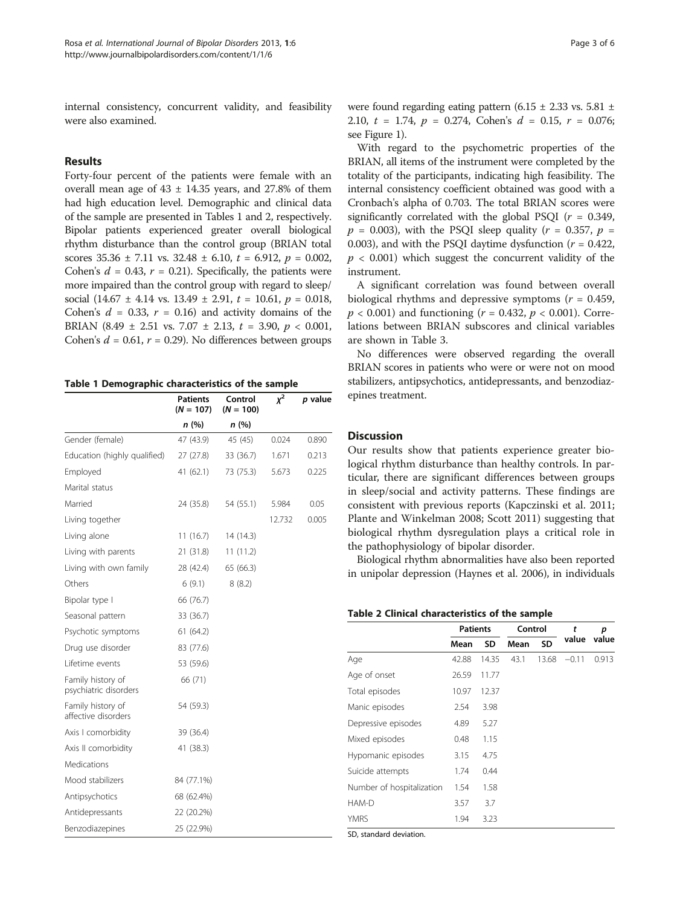internal consistency, concurrent validity, and feasibility were also examined.

## Results

Forty-four percent of the patients were female with an overall mean age of 43 ± 14.35 years, and 27.8% of them had high education level. Demographic and clinical data of the sample are presented in Tables 1 and 2, respectively. Bipolar patients experienced greater overall biological rhythm disturbance than the control group (BRIAN total scores 35.36 ± 7.11 vs. 32.48 ± 6.10, $t = 6.912$, $p = 0.002$, Cohen's $d = 0.43$, $r = 0.21$). Specifically, the patients were more impaired than the control group with regard to sleep/social (14.67 ± 4.14 vs. 13.49 ± 2.91, $t = 10.61$, $p = 0.018$, Cohen's $d = 0.33$, $r = 0.16$) and activity domains of the BRIAN (8.49 ± 2.51 vs. 7.07 ± 2.13, $t = 3.90$, $p < 0.001$, Cohen's $d = 0.61$, $r = 0.29$). No differences between groups were found regarding eating pattern (6.15 ± 2.33 vs. 5.81 ± 2.10, $t = 1.74$, $p = 0.274$, Cohen's $d = 0.15$, $r = 0.076$; see Figure 1).

With regard to the psychometric properties of the BRIAN, all items of the instrument were completed by the totality of the participants, indicating high feasibility. The internal consistency coefficient obtained was good with a Cronbach's alpha of 0.703. The total BRIAN scores were significantly correlated with the global PSQI ($r = 0.349$, $p = 0.003$), with the PSQI sleep quality ($r = 0.357$, $p = 0.003$), and with the PSQI daytime dysfunction ($r = 0.422$, $p < 0.001$) which suggest the concurrent validity of the instrument.

A significant correlation was found between overall biological rhythms and depressive symptoms ($r = 0.459$, $p < 0.001$) and functioning ($r = 0.432$, $p < 0.001$). Correlations between BRIAN subscores and clinical variables are shown in Table 3.

No differences were observed regarding the overall BRIAN scores in patients who were or were not on mood stabilizers, antipsychotics, antidepressants, and benzodiazepines treatment.

**Table 1 Demographic characteristics of the sample**

| | Patients ($N = 107$) | Control ($N = 100$) | $\chi^2$ | $p$ value |
|---|---|---|---|---|
| | $n$ (%) | $n$ (%) | | |
| Gender (female) | 47 (43.9) | 45 (45) | 0.024 | 0.890 |
| Education (highly qualified) | 27 (27.8) | 33 (36.7) | 1.671 | 0.213 |
| Employed | 41 (62.1) | 73 (75.3) | 5.673 | 0.225 |
| Marital status | | | | |
| Married | 24 (35.8) | 54 (55.1) | 5.984 | 0.05 |
| Living together | | | 12.732 | 0.005 |
| Living alone | 11 (16.7) | 14 (14.3) | | |
| Living with parents | 21 (31.8) | 11 (11.2) | | |
| Living with own family | 28 (42.4) | 65 (66.3) | | |
| Others | 6 (9.1) | 8 (8.2) | | |
| Bipolar type I | 66 (76.7) | | | |
| Seasonal pattern | 33 (36.7) | | | |
| Psychotic symptoms | 61 (64.2) | | | |
| Drug use disorder | 83 (77.6) | | | |
| Lifetime events | 53 (59.6) | | | |
| Family history of psychiatric disorders | 66 (71) | | | |
| Family history of affective disorders | 54 (59.3) | | | |
| Axis I comorbidity | 39 (36.4) | | | |
| Axis II comorbidity | 41 (38.3) | | | |
| Medications | | | | |
| Mood stabilizers | 84 (77.1%) | | | |
| Antipsychotics | 68 (62.4%) | | | |
| Antidepressants | 22 (20.2%) | | | |
| Benzodiazepines | 25 (22.9%) | | | |

## Discussion

Our results show that patients experience greater biological rhythm disturbance than healthy controls. In particular, there are significant differences between groups in sleep/social and activity patterns. These findings are consistent with previous reports (Kapczinski et al. 2011; Plante and Winkelman 2008; Scott 2011) suggesting that biological rhythm dysregulation plays a critical role in the pathophysiology of bipolar disorder.

Biological rhythm abnormalities have also been reported in unipolar depression (Haynes et al. 2006), in individuals

**Table 2 Clinical characteristics of the sample**

| | Patients | | Control | | $t$ value | $p$ value |
|---|---|---|---|---|---|---|
| | Mean | SD | Mean | SD | | |
| Age | 42.88 | 14.35 | 43.1 | 13.68 | −0.11 | 0.913 |
| Age of onset | 26.59 | 11.77 | | | | |
| Total episodes | 10.97 | 12.37 | | | | |
| Manic episodes | 2.54 | 3.98 | | | | |
| Depressive episodes | 4.89 | 5.27 | | | | |
| Mixed episodes | 0.48 | 1.15 | | | | |
| Hypomanic episodes | 3.15 | 4.75 | | | | |
| Suicide attempts | 1.74 | 0.44 | | | | |
| Number of hospitalization | 1.54 | 1.58 | | | | |
| HAM-D | 3.57 | 3.7 | | | | |
| YMRS | 1.94 | 3.23 | | | | |

SD, standard deviation.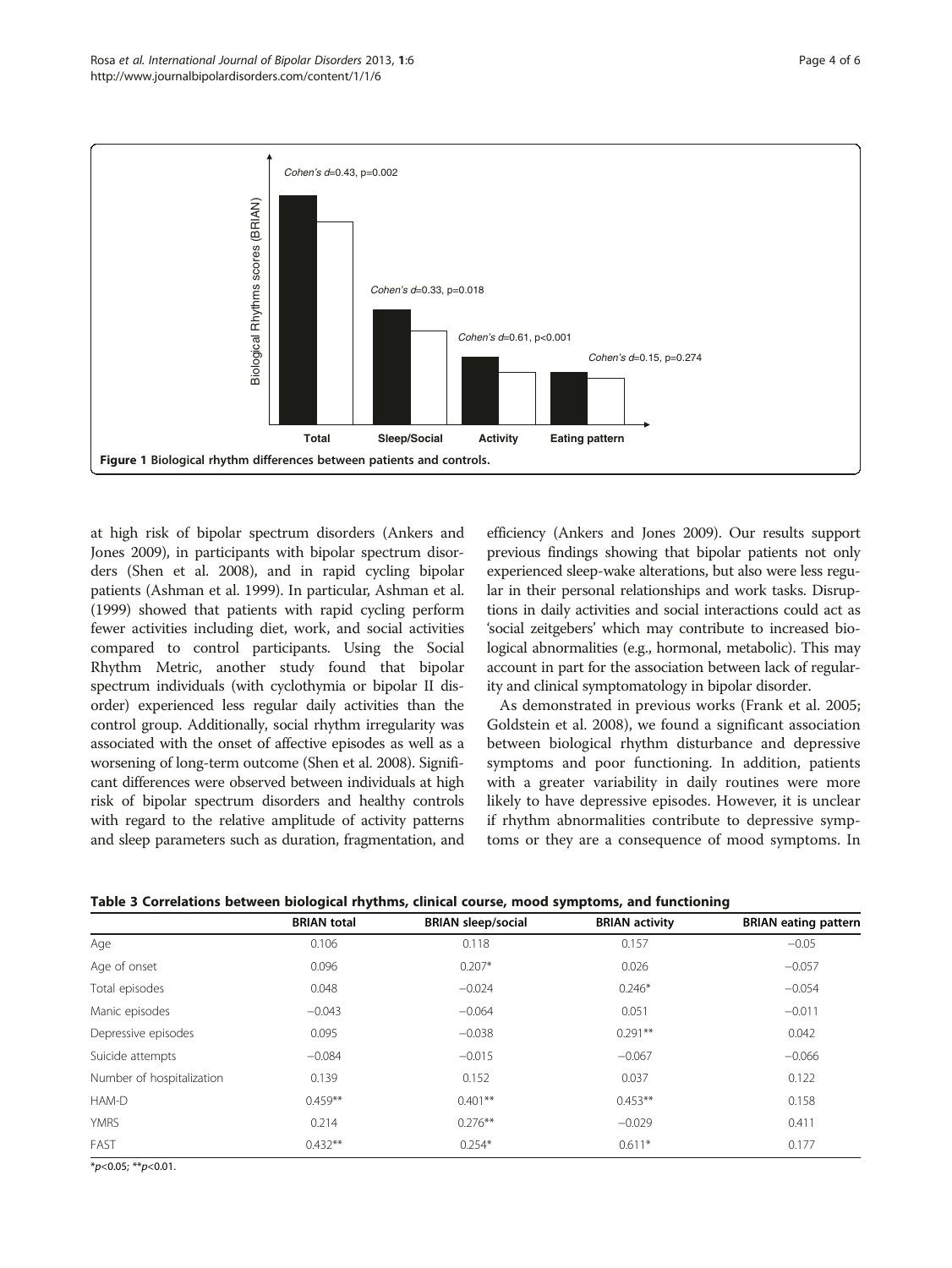Figure 1 Biological rhythm differences between patients and controls.

at high risk of bipolar spectrum disorders (Ankers and Jones 2009), in participants with bipolar spectrum disorders (Shen et al. 2008), and in rapid cycling bipolar patients (Ashman et al. 1999). In particular, Ashman et al. (1999) showed that patients with rapid cycling perform fewer activities including diet, work, and social activities compared to control participants. Using the Social Rhythm Metric, another study found that bipolar spectrum individuals (with cyclothymia or bipolar II disorder) experienced less regular daily activities than the control group. Additionally, social rhythm irregularity was associated with the onset of affective episodes as well as a worsening of long-term outcome (Shen et al. 2008). Significant differences were observed between individuals at high risk of bipolar spectrum disorders and healthy controls with regard to the relative amplitude of activity patterns and sleep parameters such as duration, fragmentation, and efficiency (Ankers and Jones 2009). Our results support previous findings showing that bipolar patients not only experienced sleep-wake alterations, but also were less regular in their personal relationships and work tasks. Disruptions in daily activities and social interactions could act as 'social zeitgebers' which may contribute to increased biological abnormalities (e.g., hormonal, metabolic). This may account in part for the association between lack of regularity and clinical symptomatology in bipolar disorder.

As demonstrated in previous works (Frank et al. 2005; Goldstein et al. 2008), we found a significant association between biological rhythm disturbance and depressive symptoms and poor functioning. In addition, patients with a greater variability in daily routines were more likely to have depressive episodes. However, it is unclear if rhythm abnormalities contribute to depressive symptoms or they are a consequence of mood symptoms. In

**Table 3 Correlations between biological rhythms, clinical course, mood symptoms, and functioning**

| | BRIAN total | BRIAN sleep/social | BRIAN activity | BRIAN eating pattern |
|---|---|---|---|---|
| Age | 0.106 | 0.118 | 0.157 | −0.05 |
| Age of onset | 0.096 | 0.207* | 0.026 | −0.057 |
| Total episodes | 0.048 | −0.024 | 0.246* | −0.054 |
| Manic episodes | −0.043 | −0.064 | 0.051 | −0.011 |
| Depressive episodes | 0.095 | −0.038 | 0.291** | 0.042 |
| Suicide attempts | −0.084 | −0.015 | −0.067 | −0.066 |
| Number of hospitalization | 0.139 | 0.152 | 0.037 | 0.122 |
| HAM-D | 0.459** | 0.401** | 0.453** | 0.158 |
| YMRS | 0.214 | 0.276** | −0.029 | 0.411 |
| FAST | 0.432** | 0.254* | 0.611* | 0.177 |

*$p<0.05$; **$p<0.01$.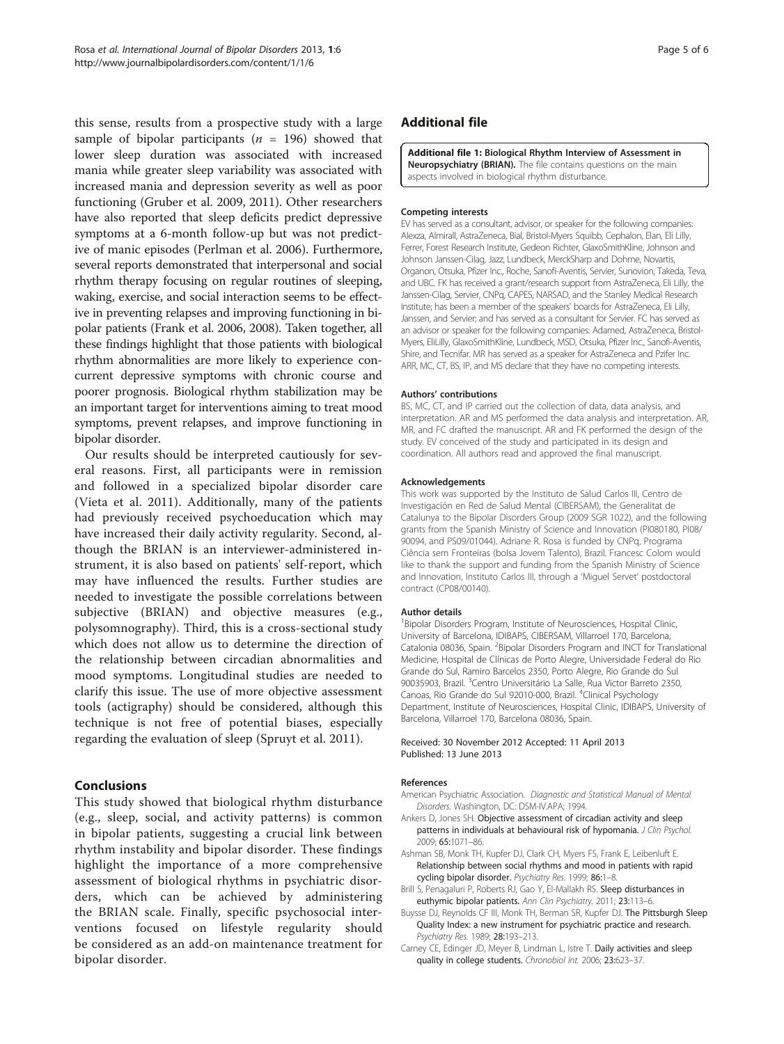this sense, results from a prospective study with a large sample of bipolar participants ($n$ = 196) showed that lower sleep duration was associated with increased mania while greater sleep variability was associated with increased mania and depression severity as well as poor functioning (Gruber et al. 2009, 2011). Other researchers have also reported that sleep deficits predict depressive symptoms at a 6-month follow-up but was not predictive of manic episodes (Perlman et al. 2006). Furthermore, several reports demonstrated that interpersonal and social rhythm therapy focusing on regular routines of sleeping, waking, exercise, and social interaction seems to be effective in preventing relapses and improving functioning in bipolar patients (Frank et al. 2006, 2008). Taken together, all these findings highlight that those patients with biological rhythm abnormalities are more likely to experience concurrent depressive symptoms with chronic course and poorer prognosis. Biological rhythm stabilization may be an important target for interventions aiming to treat mood symptoms, prevent relapses, and improve functioning in bipolar disorder.

Our results should be interpreted cautiously for several reasons. First, all participants were in remission and followed in a specialized bipolar disorder care (Vieta et al. 2011). Additionally, many of the patients had previously received psychoeducation which may have increased their daily activity regularity. Second, although the BRIAN is an interviewer-administered instrument, it is also based on patients' self-report, which may have influenced the results. Further studies are needed to investigate the possible correlations between subjective (BRIAN) and objective measures (e.g., polysomnography). Third, this is a cross-sectional study which does not allow us to determine the direction of the relationship between circadian abnormalities and mood symptoms. Longitudinal studies are needed to clarify this issue. The use of more objective assessment tools (actigraphy) should be considered, although this technique is not free of potential biases, especially regarding the evaluation of sleep (Spruyt et al. 2011).

## Conclusions

This study showed that biological rhythm disturbance (e.g., sleep, social, and activity patterns) is common in bipolar patients, suggesting a crucial link between rhythm instability and bipolar disorder. These findings highlight the importance of a more comprehensive assessment of biological rhythms in psychiatric disorders, which can be achieved by administering the BRIAN scale. Finally, specific psychosocial interventions focused on lifestyle regularity should be considered as an add-on maintenance treatment for bipolar disorder.

## Additional file

**Additional file 1: Biological Rhythm Interview of Assessment in Neuropsychiatry (BRIAN).** The file contains questions on the main aspects involved in biological rhythm disturbance.

#### Competing interests

EV has served as a consultant, advisor, or speaker for the following companies: Alexza, Almirall, AstraZeneca, Bial, Bristol-Myers Squibb, Cephalon, Elan, Eli Lilly, Ferrer, Forest Research Institute, Gedeon Richter, GlaxoSmithKline, Johnson and Johnson Janssen-Cilag, Jazz, Lundbeck, MerckSharp and Dohme, Novartis, Organon, Otsuka, Pfizer Inc., Roche, Sanofi-Aventis, Servier, Sunovion, Takeda, Teva, and UBC. FK has received a grant/research support from AstraZeneca, Eli Lilly, the Janssen-Cilag, Servier, CNPq, CAPES, NARSAD, and the Stanley Medical Research Institute; has been a member of the speakers' boards for AstraZeneca, Eli Lilly, Janssen, and Servier; and has served as a consultant for Servier. FC has served as an advisor or speaker for the following companies: Adamed, AstraZeneca, Bristol-Myers, EliLilly, GlaxoSmithKline, Lundbeck, MSD, Otsuka, Pfizer Inc., Sanofi-Aventis, Shire, and Tecnifar. MR has served as a speaker for AstraZeneca and Pzifer Inc. ARR, MC, CT, BS, IP, and MS declare that they have no competing interests.

#### Authors' contributions

BS, MC, CT, and IP carried out the collection of data, data analysis, and interpretation. AR and MS performed the data analysis and interpretation. AR, MR, and FC drafted the manuscript. AR and FK performed the design of the study. EV conceived of the study and participated in its design and coordination. All authors read and approved the final manuscript.

#### Acknowledgements

This work was supported by the Instituto de Salud Carlos III, Centro de Investigación en Red de Salud Mental (CIBERSAM), the Generalitat de Catalunya to the Bipolar Disorders Group (2009 SGR 1022), and the following grants from the Spanish Ministry of Science and Innovation (PI080180, PI08/90094, and PS09/01044). Adriane R. Rosa is funded by CNPq, Programa Ciência sem Fronteiras (bolsa Jovem Talento), Brazil. Francesc Colom would like to thank the support and funding from the Spanish Ministry of Science and Innovation, Instituto Carlos III, through a 'Miguel Servet' postdoctoral contract (CP08/00140).

#### Author details

[1]Bipolar Disorders Program, Institute of Neurosciences, Hospital Clinic, University of Barcelona, IDIBAPS, CIBERSAM, Villarroel 170, Barcelona, Catalonia 08036, Spain. [2]Bipolar Disorders Program and INCT for Translational Medicine, Hospital de Clínicas de Porto Alegre, Universidade Federal do Rio Grande do Sul, Ramiro Barcelos 2350, Porto Alegre, Rio Grande do Sul 90035903, Brazil. [3]Centro Universitário La Salle, Rua Victor Barreto 2350, Canoas, Rio Grande do Sul 92010-000, Brazil. [4]Clinical Psychology Department, Institute of Neurosciences, Hospital Clinic, IDIBAPS, University of Barcelona, Villarroel 170, Barcelona 08036, Spain.

Received: 30 November 2012 Accepted: 11 April 2013
Published: 13 June 2013

#### References

American Psychiatric Association. *Diagnostic and Statistical Manual of Mental Disorders*. Washington, DC: DSM-IV.APA; 1994.

Ankers D, Jones SH. **Objective assessment of circadian activity and sleep patterns in individuals at behavioural risk of hypomania.** *J Clin Psychol.* 2009; **65**:1071–86.

Ashman SB, Monk TH, Kupfer DJ, Clark CH, Myers FS, Frank E, Leibenluft E. **Relationship between social rhythms and mood in patients with rapid cycling bipolar disorder.** *Psychiatry Res.* 1999; **86**:1–8.

Brill S, Penagaluri P, Roberts RJ, Gao Y, El-Mallakh RS. **Sleep disturbances in euthymic bipolar patients.** *Ann Clin Psychiatry.* 2011; **23**:113–6.

Buysse DJ, Reynolds CF III, Monk TH, Berman SR, Kupfer DJ. **The Pittsburgh Sleep Quality Index: a new instrument for psychiatric practice and research.** *Psychiatry Res.* 1989; **28**:193–213.

Carney CE, Edinger JD, Meyer B, Lindman L, Istre T. **Daily activities and sleep quality in college students.** *Chronobiol Int.* 2006; **23**:623–37.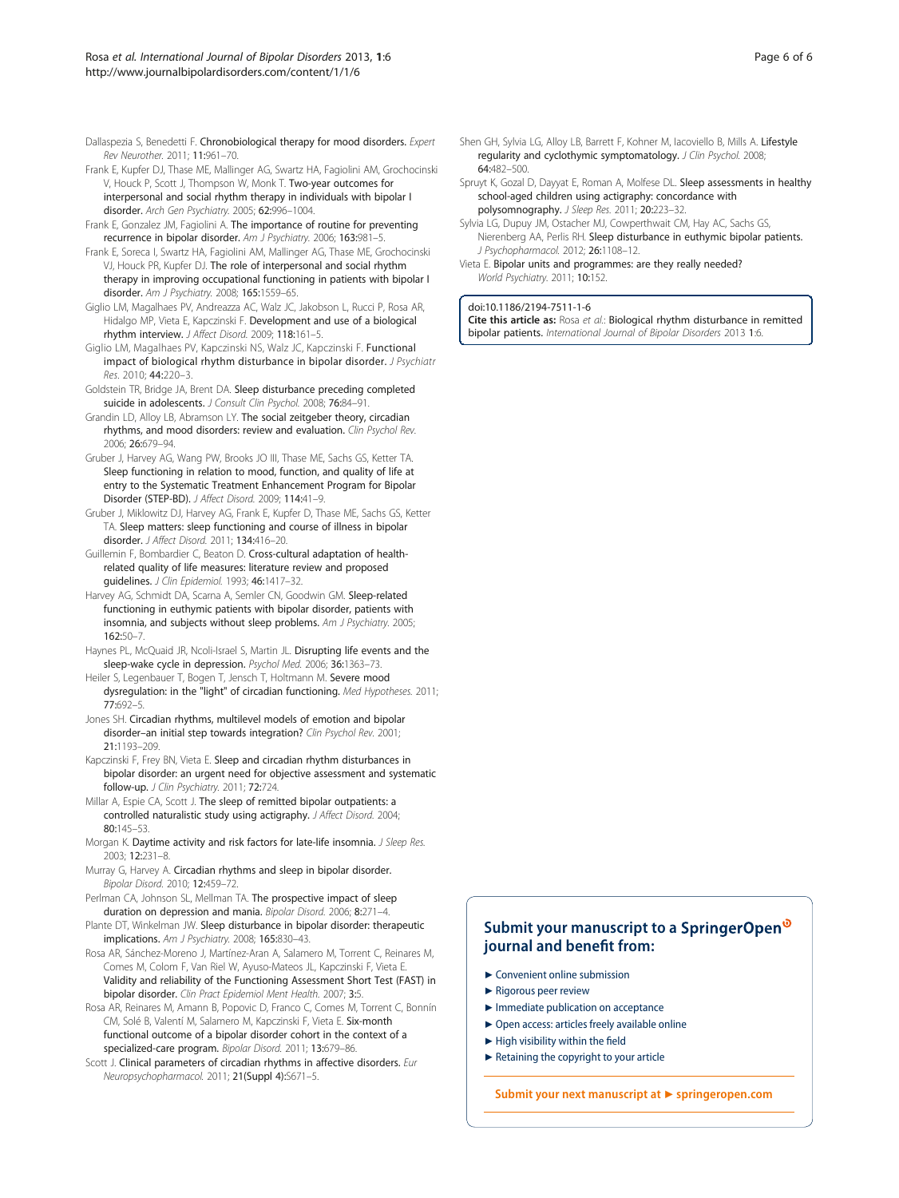Dallaspezia S, Benedetti F. Chronobiological therapy for mood disorders. *Expert Rev Neurother.* 2011; **11**:961–70.

Frank E, Kupfer DJ, Thase ME, Mallinger AG, Swartz HA, Fagiolini AM, Grochocinski V, Houck P, Scott J, Thompson W, Monk T. Two-year outcomes for interpersonal and social rhythm therapy in individuals with bipolar I disorder. *Arch Gen Psychiatry.* 2005; **62**:996–1004.

Frank E, Gonzalez JM, Fagiolini A. The importance of routine for preventing recurrence in bipolar disorder. *Am J Psychiatry.* 2006; **163**:981–5.

Frank E, Soreca I, Swartz HA, Fagiolini AM, Mallinger AG, Thase ME, Grochocinski VJ, Houck PR, Kupfer DJ. The role of interpersonal and social rhythm therapy in improving occupational functioning in patients with bipolar I disorder. *Am J Psychiatry.* 2008; **165**:1559–65.

Giglio LM, Magalhaes PV, Andreazza AC, Walz JC, Jakobson L, Rucci P, Rosa AR, Hidalgo MP, Vieta E, Kapczinski F. Development and use of a biological rhythm interview. *J Affect Disord.* 2009; **118**:161–5.

Giglio LM, Magalhaes PV, Kapczinski NS, Walz JC, Kapczinski F. Functional impact of biological rhythm disturbance in bipolar disorder. *J Psychiatr Res.* 2010; **44**:220–3.

Goldstein TR, Bridge JA, Brent DA. Sleep disturbance preceding completed suicide in adolescents. *J Consult Clin Psychol.* 2008; **76**:84–91.

Grandin LD, Alloy LB, Abramson LY. The social zeitgeber theory, circadian rhythms, and mood disorders: review and evaluation. *Clin Psychol Rev.* 2006; **26**:679–94.

Gruber J, Harvey AG, Wang PW, Brooks JO III, Thase ME, Sachs GS, Ketter TA. Sleep functioning in relation to mood, function, and quality of life at entry to the Systematic Treatment Enhancement Program for Bipolar Disorder (STEP-BD). *J Affect Disord.* 2009; **114**:41–9.

Gruber J, Miklowitz DJ, Harvey AG, Frank E, Kupfer D, Thase ME, Sachs GS, Ketter TA. Sleep matters: sleep functioning and course of illness in bipolar disorder. *J Affect Disord.* 2011; **134**:416–20.

Guillemin F, Bombardier C, Beaton D. Cross-cultural adaptation of health-related quality of life measures: literature review and proposed guidelines. *J Clin Epidemiol.* 1993; **46**:1417–32.

Harvey AG, Schmidt DA, Scarna A, Semler CN, Goodwin GM. Sleep-related functioning in euthymic patients with bipolar disorder, patients with insomnia, and subjects without sleep problems. *Am J Psychiatry.* 2005; **162**:50–7.

Haynes PL, McQuaid JR, Ncoli-Israel S, Martin JL. Disrupting life events and the sleep-wake cycle in depression. *Psychol Med.* 2006; **36**:1363–73.

Heiler S, Legenbauer T, Bogen T, Jensch T, Holtmann M. Severe mood dysregulation: in the "light" of circadian functioning. *Med Hypotheses.* 2011; **77**:692–5.

Jones SH. Circadian rhythms, multilevel models of emotion and bipolar disorder–an initial step towards integration? *Clin Psychol Rev.* 2001; **21**:1193–209.

Kapczinski F, Frey BN, Vieta E. Sleep and circadian rhythm disturbances in bipolar disorder: an urgent need for objective assessment and systematic follow-up. *J Clin Psychiatry.* 2011; **72**:724.

Millar A, Espie CA, Scott J. The sleep of remitted bipolar outpatients: a controlled naturalistic study using actigraphy. *J Affect Disord.* 2004; **80**:145–53.

Morgan K. Daytime activity and risk factors for late-life insomnia. *J Sleep Res.* 2003; **12**:231–8.

Murray G, Harvey A. Circadian rhythms and sleep in bipolar disorder. *Bipolar Disord.* 2010; **12**:459–72.

Perlman CA, Johnson SL, Mellman TA. The prospective impact of sleep duration on depression and mania. *Bipolar Disord.* 2006; **8**:271–4.

Plante DT, Winkelman JW. Sleep disturbance in bipolar disorder: therapeutic implications. *Am J Psychiatry.* 2008; **165**:830–43.

Rosa AR, Sánchez-Moreno J, Martínez-Aran A, Salamero M, Torrent C, Reinares M, Comes M, Colom F, Van Riel W, Ayuso-Mateos JL, Kapczinski F, Vieta E. Validity and reliability of the Functioning Assessment Short Test (FAST) in bipolar disorder. *Clin Pract Epidemiol Ment Health.* 2007; **3**:5.

Rosa AR, Reinares M, Amann B, Popovic D, Franco C, Comes M, Torrent C, Bonnín CM, Solé B, Valentí M, Salamero M, Kapczinski F, Vieta E. Six-month functional outcome of a bipolar disorder cohort in the context of a specialized-care program. *Bipolar Disord.* 2011; **13**:679–86.

Scott J. Clinical parameters of circadian rhythms in affective disorders. *Eur Neuropsychopharmacol.* 2011; **21(Suppl 4)**:S671–5.

Shen GH, Sylvia LG, Alloy LB, Barrett F, Kohner M, Iacoviello B, Mills A. Lifestyle regularity and cyclothymic symptomatology. *J Clin Psychol.* 2008; **64**:482–500.

Spruyt K, Gozal D, Dayyat E, Roman A, Molfese DL. Sleep assessments in healthy school-aged children using actigraphy: concordance with polysomnography. *J Sleep Res.* 2011; **20**:223–32.

Sylvia LG, Dupuy JM, Ostacher MJ, Cowperthwait CM, Hay AC, Sachs GS, Nierenberg AA, Perlis RH. Sleep disturbance in euthymic bipolar patients. *J Psychopharmacol.* 2012; **26**:1108–12.

Vieta E. Bipolar units and programmes: are they really needed? *World Psychiatry.* 2011; **10**:152.

doi:10.1186/2194-7511-1-6

**Cite this article as:** Rosa *et al.*: Biological rhythm disturbance in remitted bipolar patients. *International Journal of Bipolar Disorders* 2013 **1**:6.

**Submit your manuscript to a SpringerOpen journal and benefit from:**

- ► Convenient online submission
- ► Rigorous peer review
- ► Immediate publication on acceptance
- ► Open access: articles freely available online
- ► High visibility within the field
- ► Retaining the copyright to your article

**Submit your next manuscript at ► springeropen.com**